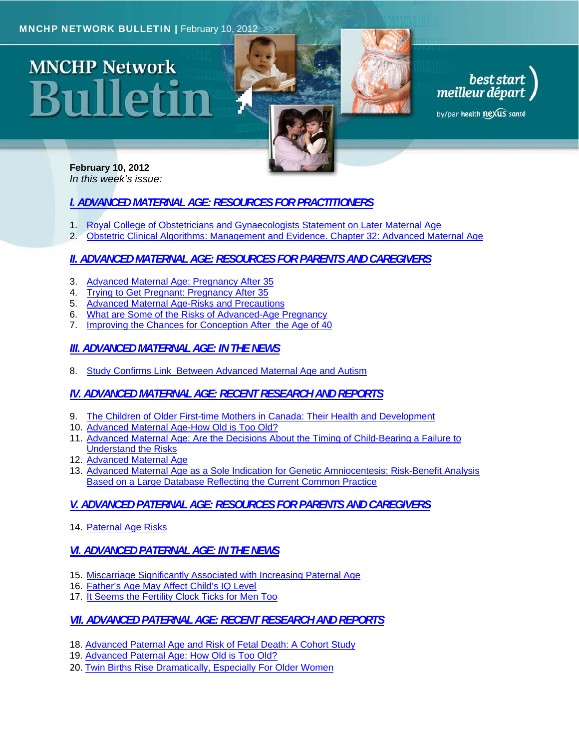MNCHP NETWORK BULLETIN | February 10, 2012

# MNCHP Network Bulletin

best start meilleur départ

by/par health nexus santé

**February 10, 2012**
*In this week's issue:*

## I. ADVANCED MATERNAL AGE: RESOURCES FOR PRACTITIONERS

1. Royal College of Obstetricians and Gynaecologists Statement on Later Maternal Age
2. Obstetric Clinical Algorithms: Management and Evidence. Chapter 32: Advanced Maternal Age

## II. ADVANCED MATERNAL AGE: RESOURCES FOR PARENTS AND CAREGIVERS

3. Advanced Maternal Age: Pregnancy After 35
4. Trying to Get Pregnant: Pregnancy After 35
5. Advanced Maternal Age-Risks and Precautions
6. What are Some of the Risks of Advanced-Age Pregnancy
7. Improving the Chances for Conception After the Age of 40

## III. ADVANCED MATERNAL AGE: IN THE NEWS

8. Study Confirms Link Between Advanced Maternal Age and Autism

## IV. ADVANCED MATERNAL AGE: RECENT RESEARCH AND REPORTS

9. The Children of Older First-time Mothers in Canada: Their Health and Development
10. Advanced Maternal Age-How Old is Too Old?
11. Advanced Maternal Age: Are the Decisions About the Timing of Child-Bearing a Failure to Understand the Risks
12. Advanced Maternal Age
13. Advanced Maternal Age as a Sole Indication for Genetic Amniocentesis: Risk-Benefit Analysis Based on a Large Database Reflecting the Current Common Practice

## V. ADVANCED PATERNAL AGE: RESOURCES FOR PARENTS AND CAREGIVERS

14. Paternal Age Risks

## VI. ADVANCED PATERNAL AGE: IN THE NEWS

15. Miscarriage Significantly Associated with Increasing Paternal Age
16. Father's Age May Affect Child's IQ Level
17. It Seems the Fertility Clock Ticks for Men Too

## VII. ADVANCED PATERNAL AGE: RECENT RESEARCH AND REPORTS

18. Advanced Paternal Age and Risk of Fetal Death: A Cohort Study
19. Advanced Paternal Age: How Old is Too Old?
20. Twin Births Rise Dramatically, Especially For Older Women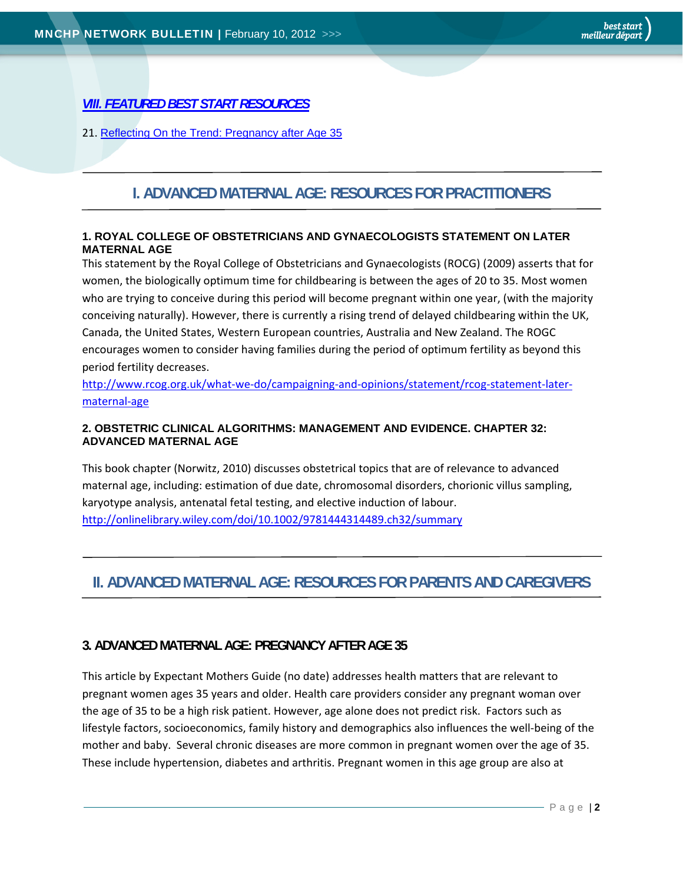## VIII. FEATURED BEST START RESOURCES

21. Reflecting On the Trend: Pregnancy after Age 35

---

## I. ADVANCED MATERNAL AGE: RESOURCES FOR PRACTITIONERS

---

### 1. ROYAL COLLEGE OF OBSTETRICIANS AND GYNAECOLOGISTS STATEMENT ON LATER MATERNAL AGE

This statement by the Royal College of Obstetricians and Gynaecologists (ROCG) (2009) asserts that for women, the biologically optimum time for childbearing is between the ages of 20 to 35. Most women who are trying to conceive during this period will become pregnant within one year, (with the majority conceiving naturally). However, there is currently a rising trend of delayed childbearing within the UK, Canada, the United States, Western European countries, Australia and New Zealand. The ROGC encourages women to consider having families during the period of optimum fertility as beyond this period fertility decreases.
http://www.rcog.org.uk/what-we-do/campaigning-and-opinions/statement/rcog-statement-later-maternal-age

### 2. OBSTETRIC CLINICAL ALGORITHMS: MANAGEMENT AND EVIDENCE. CHAPTER 32: ADVANCED MATERNAL AGE

This book chapter (Norwitz, 2010) discusses obstetrical topics that are of relevance to advanced maternal age, including: estimation of due date, chromosomal disorders, chorionic villus sampling, karyotype analysis, antenatal fetal testing, and elective induction of labour.
http://onlinelibrary.wiley.com/doi/10.1002/9781444314489.ch32/summary

---

## II. ADVANCED MATERNAL AGE: RESOURCES FOR PARENTS AND CAREGIVERS

---

### 3. ADVANCED MATERNAL AGE: PREGNANCY AFTER AGE 35

This article by Expectant Mothers Guide (no date) addresses health matters that are relevant to pregnant women ages 35 years and older. Health care providers consider any pregnant woman over the age of 35 to be a high risk patient. However, age alone does not predict risk. Factors such as lifestyle factors, socioeconomics, family history and demographics also influences the well-being of the mother and baby. Several chronic diseases are more common in pregnant women over the age of 35. These include hypertension, diabetes and arthritis. Pregnant women in this age group are also at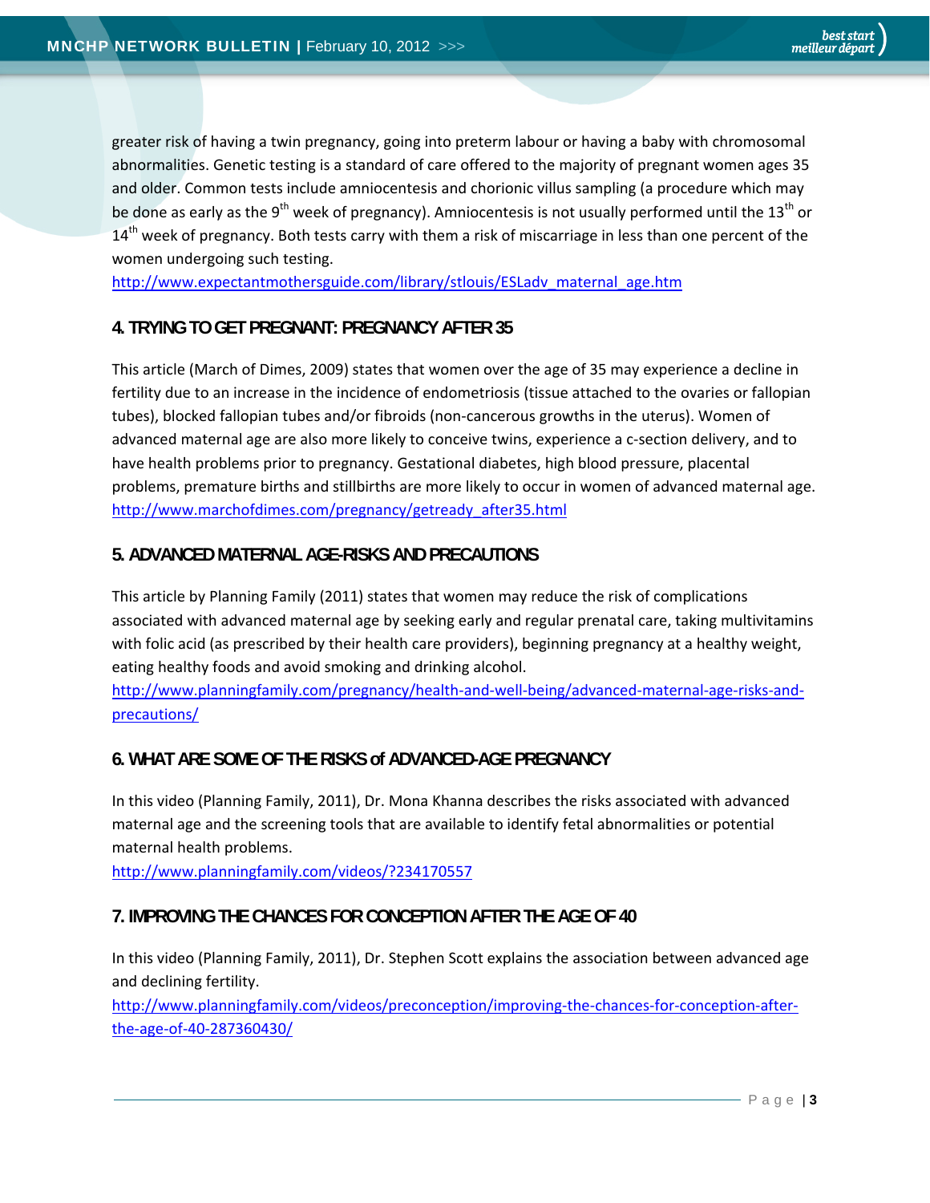greater risk of having a twin pregnancy, going into preterm labour or having a baby with chromosomal abnormalities. Genetic testing is a standard of care offered to the majority of pregnant women ages 35 and older. Common tests include amniocentesis and chorionic villus sampling (a procedure which may be done as early as the 9th week of pregnancy). Amniocentesis is not usually performed until the 13th or 14th week of pregnancy. Both tests carry with them a risk of miscarriage in less than one percent of the women undergoing such testing.
http://www.expectantmothersguide.com/library/stlouis/ESLadv_maternal_age.htm

### 4. TRYING TO GET PREGNANT: PREGNANCY AFTER 35

This article (March of Dimes, 2009) states that women over the age of 35 may experience a decline in fertility due to an increase in the incidence of endometriosis (tissue attached to the ovaries or fallopian tubes), blocked fallopian tubes and/or fibroids (non-cancerous growths in the uterus). Women of advanced maternal age are also more likely to conceive twins, experience a c-section delivery, and to have health problems prior to pregnancy. Gestational diabetes, high blood pressure, placental problems, premature births and stillbirths are more likely to occur in women of advanced maternal age.
http://www.marchofdimes.com/pregnancy/getready_after35.html

### 5. ADVANCED MATERNAL AGE-RISKS AND PRECAUTIONS

This article by Planning Family (2011) states that women may reduce the risk of complications associated with advanced maternal age by seeking early and regular prenatal care, taking multivitamins with folic acid (as prescribed by their health care providers), beginning pregnancy at a healthy weight, eating healthy foods and avoid smoking and drinking alcohol.
http://www.planningfamily.com/pregnancy/health-and-well-being/advanced-maternal-age-risks-and-precautions/

### 6. WHAT ARE SOME OF THE RISKS of ADVANCED-AGE PREGNANCY

In this video (Planning Family, 2011), Dr. Mona Khanna describes the risks associated with advanced maternal age and the screening tools that are available to identify fetal abnormalities or potential maternal health problems.
http://www.planningfamily.com/videos/?234170557

### 7. IMPROVING THE CHANCES FOR CONCEPTION AFTER THE AGE OF 40

In this video (Planning Family, 2011), Dr. Stephen Scott explains the association between advanced age and declining fertility.
http://www.planningfamily.com/videos/preconception/improving-the-chances-for-conception-after-the-age-of-40-287360430/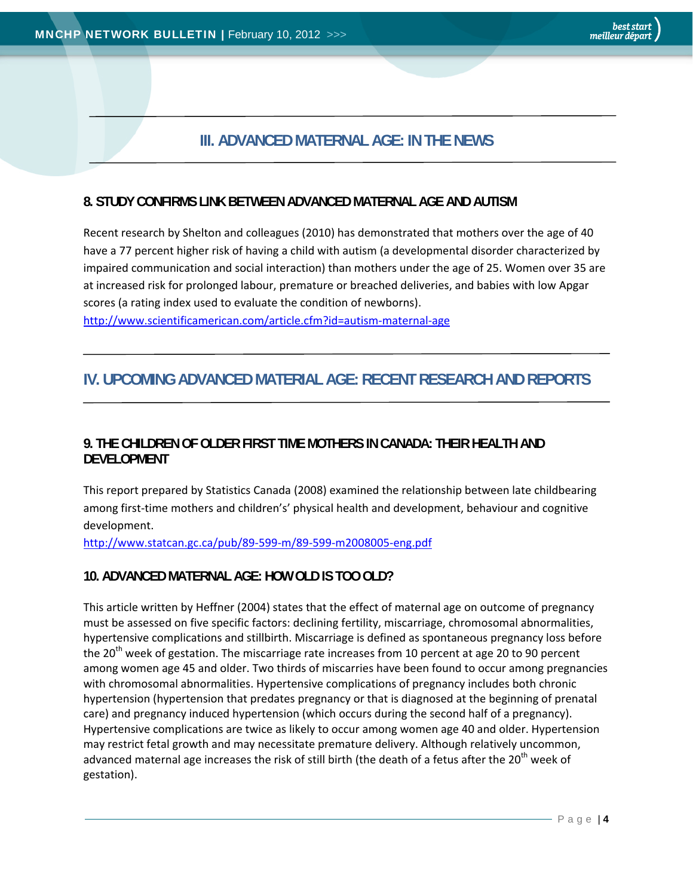## III. ADVANCED MATERNAL AGE: IN THE NEWS

### 8. STUDY CONFIRMS LINK BETWEEN ADVANCED MATERNAL AGE AND AUTISM

Recent research by Shelton and colleagues (2010) has demonstrated that mothers over the age of 40 have a 77 percent higher risk of having a child with autism (a developmental disorder characterized by impaired communication and social interaction) than mothers under the age of 25. Women over 35 are at increased risk for prolonged labour, premature or breached deliveries, and babies with low Apgar scores (a rating index used to evaluate the condition of newborns).
http://www.scientificamerican.com/article.cfm?id=autism-maternal-age

## IV. UPCOMING ADVANCED MATERIAL AGE: RECENT RESEARCH AND REPORTS

### 9. THE CHILDREN OF OLDER FIRST TIME MOTHERS IN CANADA: THEIR HEALTH AND DEVELOPMENT

This report prepared by Statistics Canada (2008) examined the relationship between late childbearing among first-time mothers and children's' physical health and development, behaviour and cognitive development.
http://www.statcan.gc.ca/pub/89-599-m/89-599-m2008005-eng.pdf

### 10. ADVANCED MATERNAL AGE: HOW OLD IS TOO OLD?

This article written by Heffner (2004) states that the effect of maternal age on outcome of pregnancy must be assessed on five specific factors: declining fertility, miscarriage, chromosomal abnormalities, hypertensive complications and stillbirth. Miscarriage is defined as spontaneous pregnancy loss before the 20th week of gestation. The miscarriage rate increases from 10 percent at age 20 to 90 percent among women age 45 and older. Two thirds of miscarries have been found to occur among pregnancies with chromosomal abnormalities. Hypertensive complications of pregnancy includes both chronic hypertension (hypertension that predates pregnancy or that is diagnosed at the beginning of prenatal care) and pregnancy induced hypertension (which occurs during the second half of a pregnancy). Hypertensive complications are twice as likely to occur among women age 40 and older. Hypertension may restrict fetal growth and may necessitate premature delivery. Although relatively uncommon, advanced maternal age increases the risk of still birth (the death of a fetus after the 20th week of gestation).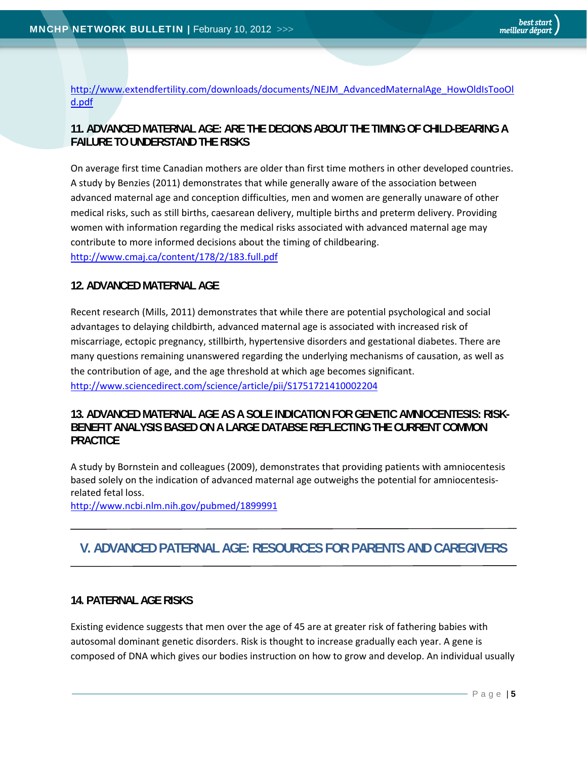http://www.extendfertility.com/downloads/documents/NEJM_AdvancedMaternalAge_HowOldIsTooOld.pdf

### 11. ADVANCED MATERNAL AGE: ARE THE DECIONS ABOUT THE TIMING OF CHILD-BEARING A FAILURE TO UNDERSTAND THE RISKS

On average first time Canadian mothers are older than first time mothers in other developed countries. A study by Benzies (2011) demonstrates that while generally aware of the association between advanced maternal age and conception difficulties, men and women are generally unaware of other medical risks, such as still births, caesarean delivery, multiple births and preterm delivery. Providing women with information regarding the medical risks associated with advanced maternal age may contribute to more informed decisions about the timing of childbearing.
http://www.cmaj.ca/content/178/2/183.full.pdf

### 12. ADVANCED MATERNAL AGE

Recent research (Mills, 2011) demonstrates that while there are potential psychological and social advantages to delaying childbirth, advanced maternal age is associated with increased risk of miscarriage, ectopic pregnancy, stillbirth, hypertensive disorders and gestational diabetes. There are many questions remaining unanswered regarding the underlying mechanisms of causation, as well as the contribution of age, and the age threshold at which age becomes significant.
http://www.sciencedirect.com/science/article/pii/S1751721410002204

### 13. ADVANCED MATERNAL AGE AS A SOLE INDICATION FOR GENETIC AMNIOCENTESIS: RISK-BENEFIT ANALYSIS BASED ON A LARGE DATABSE REFLECTING THE CURRENT COMMON PRACTICE

A study by Bornstein and colleagues (2009), demonstrates that providing patients with amniocentesis based solely on the indication of advanced maternal age outweighs the potential for amniocentesis-related fetal loss.
http://www.ncbi.nlm.nih.gov/pubmed/1899991

## V. ADVANCED PATERNAL AGE: RESOURCES FOR PARENTS AND CAREGIVERS

### 14. PATERNAL AGE RISKS

Existing evidence suggests that men over the age of 45 are at greater risk of fathering babies with autosomal dominant genetic disorders. Risk is thought to increase gradually each year. A gene is composed of DNA which gives our bodies instruction on how to grow and develop. An individual usually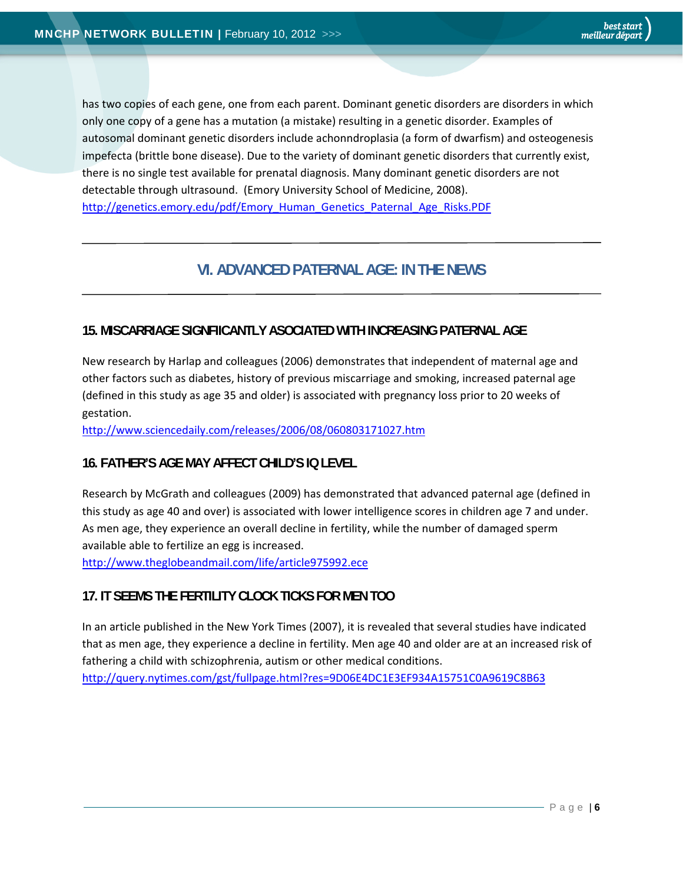has two copies of each gene, one from each parent. Dominant genetic disorders are disorders in which only one copy of a gene has a mutation (a mistake) resulting in a genetic disorder. Examples of autosomal dominant genetic disorders include achonndroplasia (a form of dwarfism) and osteogenesis impefecta (brittle bone disease). Due to the variety of dominant genetic disorders that currently exist, there is no single test available for prenatal diagnosis. Many dominant genetic disorders are not detectable through ultrasound. (Emory University School of Medicine, 2008).
http://genetics.emory.edu/pdf/Emory_Human_Genetics_Paternal_Age_Risks.PDF

---

## VI. ADVANCED PATERNAL AGE: IN THE NEWS

---

### 15. MISCARRIAGE SIGNFIICANTLY ASOCIATED WITH INCREASING PATERNAL AGE

New research by Harlap and colleagues (2006) demonstrates that independent of maternal age and other factors such as diabetes, history of previous miscarriage and smoking, increased paternal age (defined in this study as age 35 and older) is associated with pregnancy loss prior to 20 weeks of gestation.
http://www.sciencedaily.com/releases/2006/08/060803171027.htm

### 16. FATHER'S AGE MAY AFFECT CHILD'S IQ LEVEL

Research by McGrath and colleagues (2009) has demonstrated that advanced paternal age (defined in this study as age 40 and over) is associated with lower intelligence scores in children age 7 and under. As men age, they experience an overall decline in fertility, while the number of damaged sperm available able to fertilize an egg is increased.
http://www.theglobeandmail.com/life/article975992.ece

### 17. IT SEEMS THE FERTILITY CLOCK TICKS FOR MEN TOO

In an article published in the New York Times (2007), it is revealed that several studies have indicated that as men age, they experience a decline in fertility. Men age 40 and older are at an increased risk of fathering a child with schizophrenia, autism or other medical conditions.
http://query.nytimes.com/gst/fullpage.html?res=9D06E4DC1E3EF934A15751C0A9619C8B63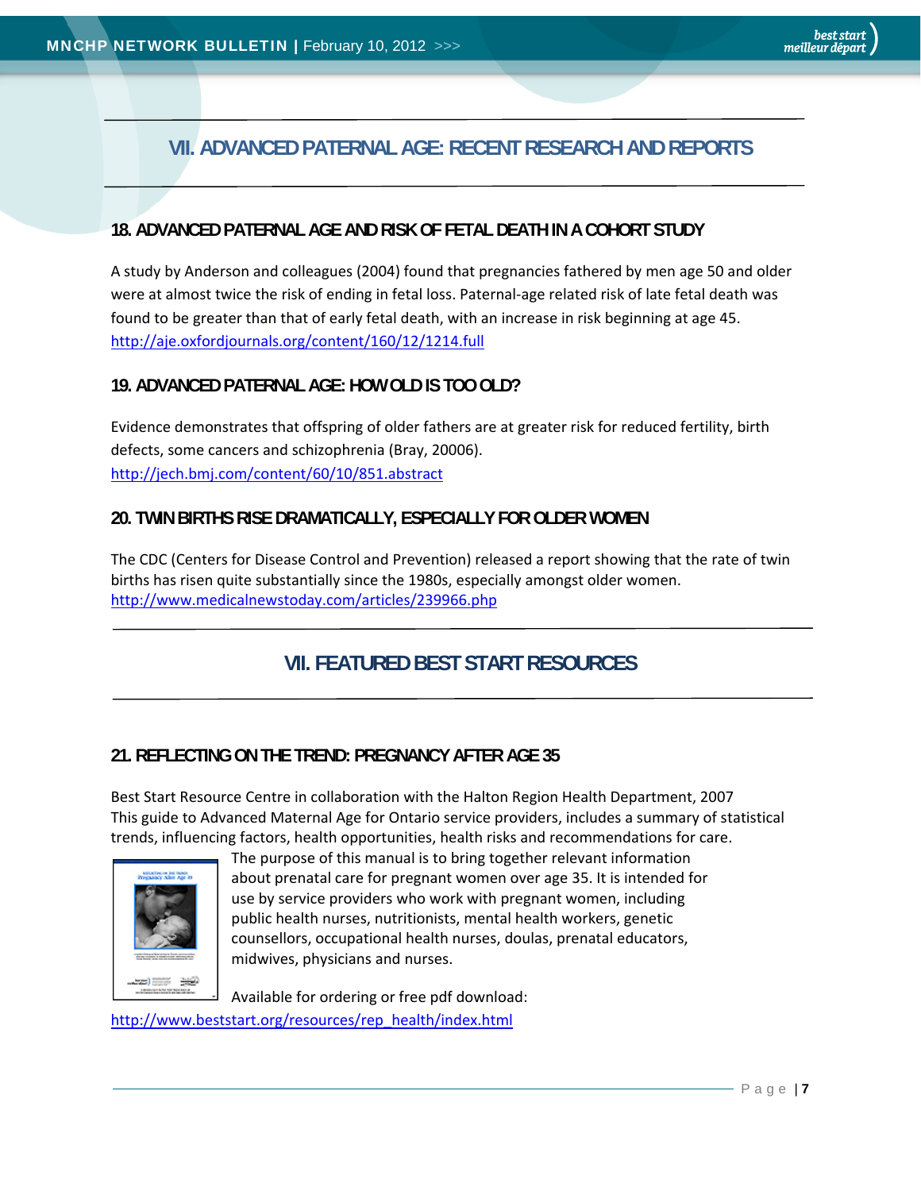## VII. ADVANCED PATERNAL AGE: RECENT RESEARCH AND REPORTS

### 18. ADVANCED PATERNAL AGE AND RISK OF FETAL DEATH IN A COHORT STUDY

A study by Anderson and colleagues (2004) found that pregnancies fathered by men age 50 and older were at almost twice the risk of ending in fetal loss. Paternal-age related risk of late fetal death was found to be greater than that of early fetal death, with an increase in risk beginning at age 45.
http://aje.oxfordjournals.org/content/160/12/1214.full

### 19. ADVANCED PATERNAL AGE: HOW OLD IS TOO OLD?

Evidence demonstrates that offspring of older fathers are at greater risk for reduced fertility, birth defects, some cancers and schizophrenia (Bray, 20006).
http://jech.bmj.com/content/60/10/851.abstract

### 20. TWIN BIRTHS RISE DRAMATICALLY, ESPECIALLY FOR OLDER WOMEN

The CDC (Centers for Disease Control and Prevention) released a report showing that the rate of twin births has risen quite substantially since the 1980s, especially amongst older women.
http://www.medicalnewstoday.com/articles/239966.php

## VII. FEATURED BEST START RESOURCES

### 21. REFLECTING ON THE TREND: PREGNANCY AFTER AGE 35

Best Start Resource Centre in collaboration with the Halton Region Health Department, 2007
This guide to Advanced Maternal Age for Ontario service providers, includes a summary of statistical trends, influencing factors, health opportunities, health risks and recommendations for care.

The purpose of this manual is to bring together relevant information about prenatal care for pregnant women over age 35. It is intended for use by service providers who work with pregnant women, including public health nurses, nutritionists, mental health workers, genetic counsellors, occupational health nurses, doulas, prenatal educators, midwives, physicians and nurses.

Available for ordering or free pdf download:
http://www.beststart.org/resources/rep_health/index.html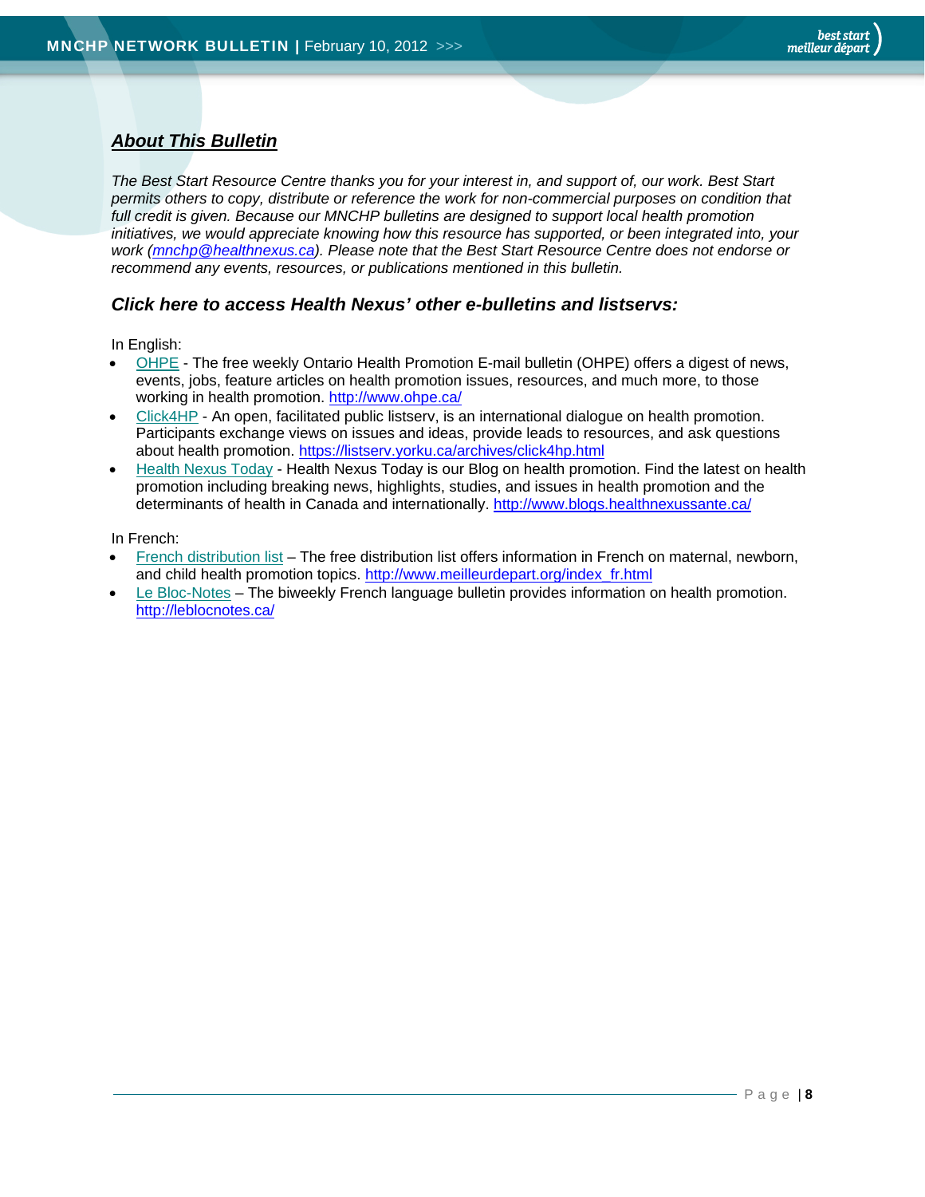## ***About This Bulletin***

*The Best Start Resource Centre thanks you for your interest in, and support of, our work. Best Start permits others to copy, distribute or reference the work for non-commercial purposes on condition that full credit is given. Because our MNCHP bulletins are designed to support local health promotion initiatives, we would appreciate knowing how this resource has supported, or been integrated into, your work (mnchp@healthnexus.ca). Please note that the Best Start Resource Centre does not endorse or recommend any events, resources, or publications mentioned in this bulletin.*

### ***Click here to access Health Nexus' other e-bulletins and listservs:***

In English:

- OHPE - The free weekly Ontario Health Promotion E-mail bulletin (OHPE) offers a digest of news, events, jobs, feature articles on health promotion issues, resources, and much more, to those working in health promotion. http://www.ohpe.ca/
- Click4HP - An open, facilitated public listserv, is an international dialogue on health promotion. Participants exchange views on issues and ideas, provide leads to resources, and ask questions about health promotion. https://listserv.yorku.ca/archives/click4hp.html
- Health Nexus Today - Health Nexus Today is our Blog on health promotion. Find the latest on health promotion including breaking news, highlights, studies, and issues in health promotion and the determinants of health in Canada and internationally. http://www.blogs.healthnexussante.ca/

In French:

- French distribution list – The free distribution list offers information in French on maternal, newborn, and child health promotion topics. http://www.meilleurdepart.org/index_fr.html
- Le Bloc-Notes – The biweekly French language bulletin provides information on health promotion. http://leblocnotes.ca/